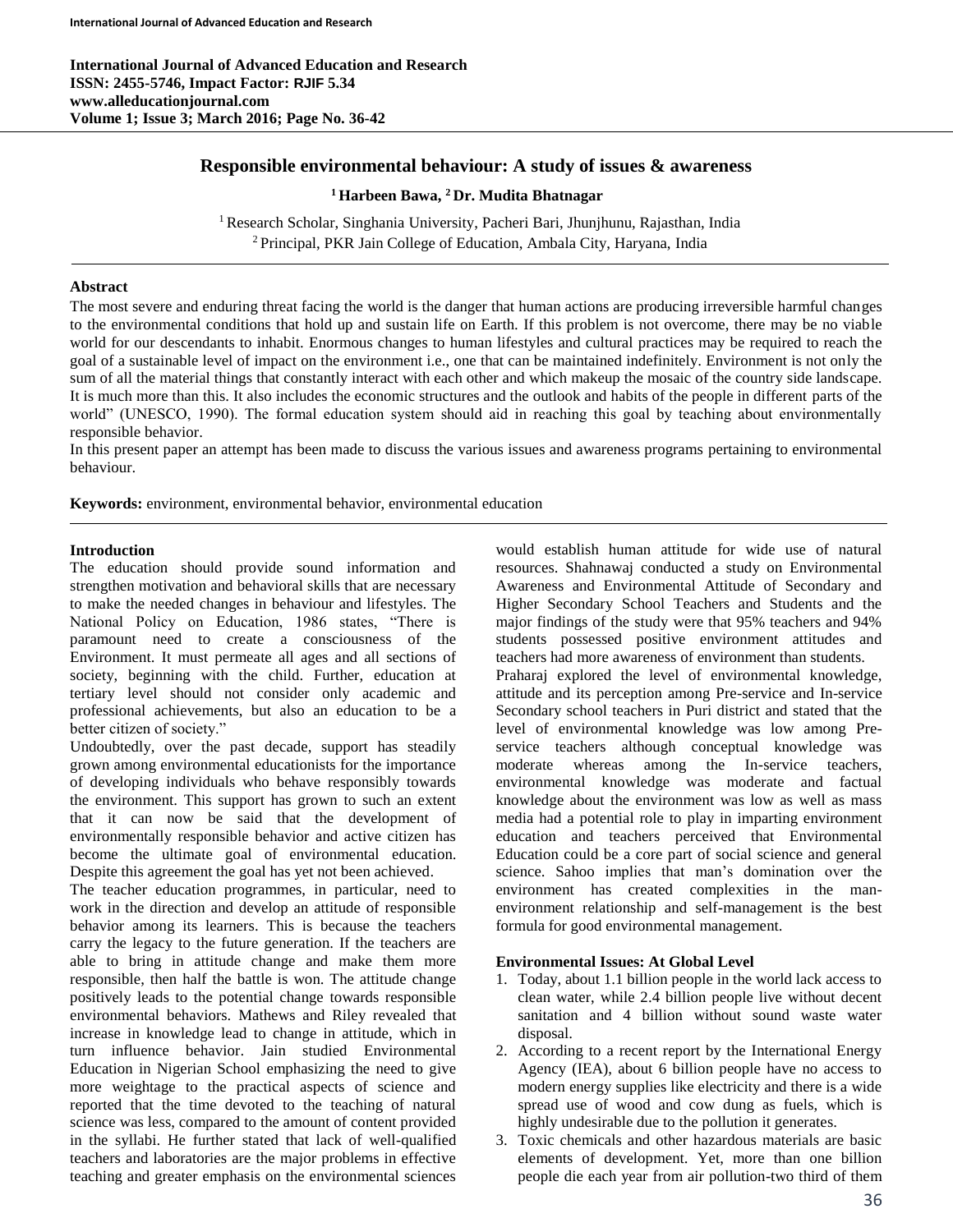# Responsible environmental behaviour: A study of issues & awareness

**[1] Harbeen Bawa, [2] Dr. Mudita Bhatnagar**

[1] Research Scholar, Singhania University, Pacheri Bari, Jhunjhunu, Rajasthan, India
[2] Principal, PKR Jain College of Education, Ambala City, Haryana, India

## Abstract

The most severe and enduring threat facing the world is the danger that human actions are producing irreversible harmful changes to the environmental conditions that hold up and sustain life on Earth. If this problem is not overcome, there may be no viable world for our descendants to inhabit. Enormous changes to human lifestyles and cultural practices may be required to reach the goal of a sustainable level of impact on the environment i.e., one that can be maintained indefinitely. Environment is not only the sum of all the material things that constantly interact with each other and which makeup the mosaic of the country side landscape. It is much more than this. It also includes the economic structures and the outlook and habits of the people in different parts of the world" (UNESCO, 1990). The formal education system should aid in reaching this goal by teaching about environmentally responsible behavior.

In this present paper an attempt has been made to discuss the various issues and awareness programs pertaining to environmental behaviour.

**Keywords:** environment, environmental behavior, environmental education

## Introduction

The education should provide sound information and strengthen motivation and behavioral skills that are necessary to make the needed changes in behaviour and lifestyles. The National Policy on Education, 1986 states, "There is paramount need to create a consciousness of the Environment. It must permeate all ages and all sections of society, beginning with the child. Further, education at tertiary level should not consider only academic and professional achievements, but also an education to be a better citizen of society."

Undoubtedly, over the past decade, support has steadily grown among environmental educationists for the importance of developing individuals who behave responsibly towards the environment. This support has grown to such an extent that it can now be said that the development of environmentally responsible behavior and active citizen has become the ultimate goal of environmental education. Despite this agreement the goal has yet not been achieved.

The teacher education programmes, in particular, need to work in the direction and develop an attitude of responsible behavior among its learners. This is because the teachers carry the legacy to the future generation. If the teachers are able to bring in attitude change and make them more responsible, then half the battle is won. The attitude change positively leads to the potential change towards responsible environmental behaviors. Mathews and Riley revealed that increase in knowledge lead to change in attitude, which in turn influence behavior. Jain studied Environmental Education in Nigerian School emphasizing the need to give more weightage to the practical aspects of science and reported that the time devoted to the teaching of natural science was less, compared to the amount of content provided in the syllabi. He further stated that lack of well-qualified teachers and laboratories are the major problems in effective teaching and greater emphasis on the environmental sciences would establish human attitude for wide use of natural resources. Shahnawaj conducted a study on Environmental Awareness and Environmental Attitude of Secondary and Higher Secondary School Teachers and Students and the major findings of the study were that 95% teachers and 94% students possessed positive environment attitudes and teachers had more awareness of environment than students.

Praharaj explored the level of environmental knowledge, attitude and its perception among Pre-service and In-service Secondary school teachers in Puri district and stated that the level of environmental knowledge was low among Pre-service teachers although conceptual knowledge was moderate whereas among the In-service teachers, environmental knowledge was moderate and factual knowledge about the environment was low as well as mass media had a potential role to play in imparting environment education and teachers perceived that Environmental Education could be a core part of social science and general science. Sahoo implies that man's domination over the environment has created complexities in the man-environment relationship and self-management is the best formula for good environmental management.

### Environmental Issues: At Global Level

1. Today, about 1.1 billion people in the world lack access to clean water, while 2.4 billion people live without decent sanitation and 4 billion without sound waste water disposal.
2. According to a recent report by the International Energy Agency (IEA), about 6 billion people have no access to modern energy supplies like electricity and there is a wide spread use of wood and cow dung as fuels, which is highly undesirable due to the pollution it generates.
3. Toxic chemicals and other hazardous materials are basic elements of development. Yet, more than one billion people die each year from air pollution-two third of them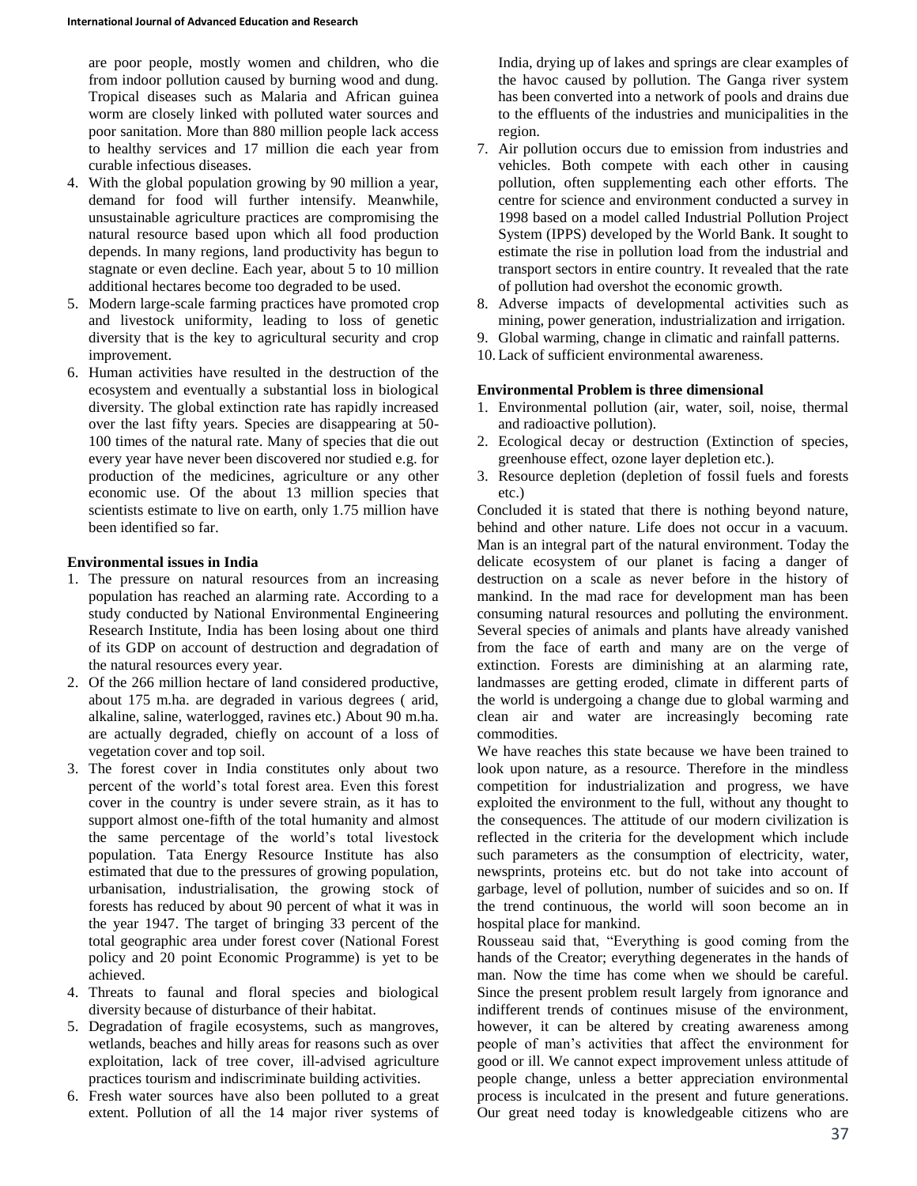are poor people, mostly women and children, who die from indoor pollution caused by burning wood and dung. Tropical diseases such as Malaria and African guinea worm are closely linked with polluted water sources and poor sanitation. More than 880 million people lack access to healthy services and 17 million die each year from curable infectious diseases.

4. With the global population growing by 90 million a year, demand for food will further intensify. Meanwhile, unsustainable agriculture practices are compromising the natural resource based upon which all food production depends. In many regions, land productivity has begun to stagnate or even decline. Each year, about 5 to 10 million additional hectares become too degraded to be used.
5. Modern large-scale farming practices have promoted crop and livestock uniformity, leading to loss of genetic diversity that is the key to agricultural security and crop improvement.
6. Human activities have resulted in the destruction of the ecosystem and eventually a substantial loss in biological diversity. The global extinction rate has rapidly increased over the last fifty years. Species are disappearing at 50-100 times of the natural rate. Many of species that die out every year have never been discovered nor studied e.g. for production of the medicines, agriculture or any other economic use. Of the about 13 million species that scientists estimate to live on earth, only 1.75 million have been identified so far.

**Environmental issues in India**

1. The pressure on natural resources from an increasing population has reached an alarming rate. According to a study conducted by National Environmental Engineering Research Institute, India has been losing about one third of its GDP on account of destruction and degradation of the natural resources every year.
2. Of the 266 million hectare of land considered productive, about 175 m.ha. are degraded in various degrees ( arid, alkaline, saline, waterlogged, ravines etc.) About 90 m.ha. are actually degraded, chiefly on account of a loss of vegetation cover and top soil.
3. The forest cover in India constitutes only about two percent of the world's total forest area. Even this forest cover in the country is under severe strain, as it has to support almost one-fifth of the total humanity and almost the same percentage of the world's total livestock population. Tata Energy Resource Institute has also estimated that due to the pressures of growing population, urbanisation, industrialisation, the growing stock of forests has reduced by about 90 percent of what it was in the year 1947. The target of bringing 33 percent of the total geographic area under forest cover (National Forest policy and 20 point Economic Programme) is yet to be achieved.
4. Threats to faunal and floral species and biological diversity because of disturbance of their habitat.
5. Degradation of fragile ecosystems, such as mangroves, wetlands, beaches and hilly areas for reasons such as over exploitation, lack of tree cover, ill-advised agriculture practices tourism and indiscriminate building activities.
6. Fresh water sources have also been polluted to a great extent. Pollution of all the 14 major river systems of India, drying up of lakes and springs are clear examples of the havoc caused by pollution. The Ganga river system has been converted into a network of pools and drains due to the effluents of the industries and municipalities in the region.
7. Air pollution occurs due to emission from industries and vehicles. Both compete with each other in causing pollution, often supplementing each other efforts. The centre for science and environment conducted a survey in 1998 based on a model called Industrial Pollution Project System (IPPS) developed by the World Bank. It sought to estimate the rise in pollution load from the industrial and transport sectors in entire country. It revealed that the rate of pollution had overshot the economic growth.
8. Adverse impacts of developmental activities such as mining, power generation, industrialization and irrigation.
9. Global warming, change in climatic and rainfall patterns.
10. Lack of sufficient environmental awareness.

**Environmental Problem is three dimensional**

1. Environmental pollution (air, water, soil, noise, thermal and radioactive pollution).
2. Ecological decay or destruction (Extinction of species, greenhouse effect, ozone layer depletion etc.).
3. Resource depletion (depletion of fossil fuels and forests etc.)

Concluded it is stated that there is nothing beyond nature, behind and other nature. Life does not occur in a vacuum. Man is an integral part of the natural environment. Today the delicate ecosystem of our planet is facing a danger of destruction on a scale as never before in the history of mankind. In the mad race for development man has been consuming natural resources and polluting the environment. Several species of animals and plants have already vanished from the face of earth and many are on the verge of extinction. Forests are diminishing at an alarming rate, landmasses are getting eroded, climate in different parts of the world is undergoing a change due to global warming and clean air and water are increasingly becoming rate commodities.

We have reaches this state because we have been trained to look upon nature, as a resource. Therefore in the mindless competition for industrialization and progress, we have exploited the environment to the full, without any thought to the consequences. The attitude of our modern civilization is reflected in the criteria for the development which include such parameters as the consumption of electricity, water, newsprints, proteins etc. but do not take into account of garbage, level of pollution, number of suicides and so on. If the trend continuous, the world will soon become an in hospital place for mankind.

Rousseau said that, "Everything is good coming from the hands of the Creator; everything degenerates in the hands of man. Now the time has come when we should be careful. Since the present problem result largely from ignorance and indifferent trends of continues misuse of the environment, however, it can be altered by creating awareness among people of man's activities that affect the environment for good or ill. We cannot expect improvement unless attitude of people change, unless a better appreciation environmental process is inculcated in the present and future generations. Our great need today is knowledgeable citizens who are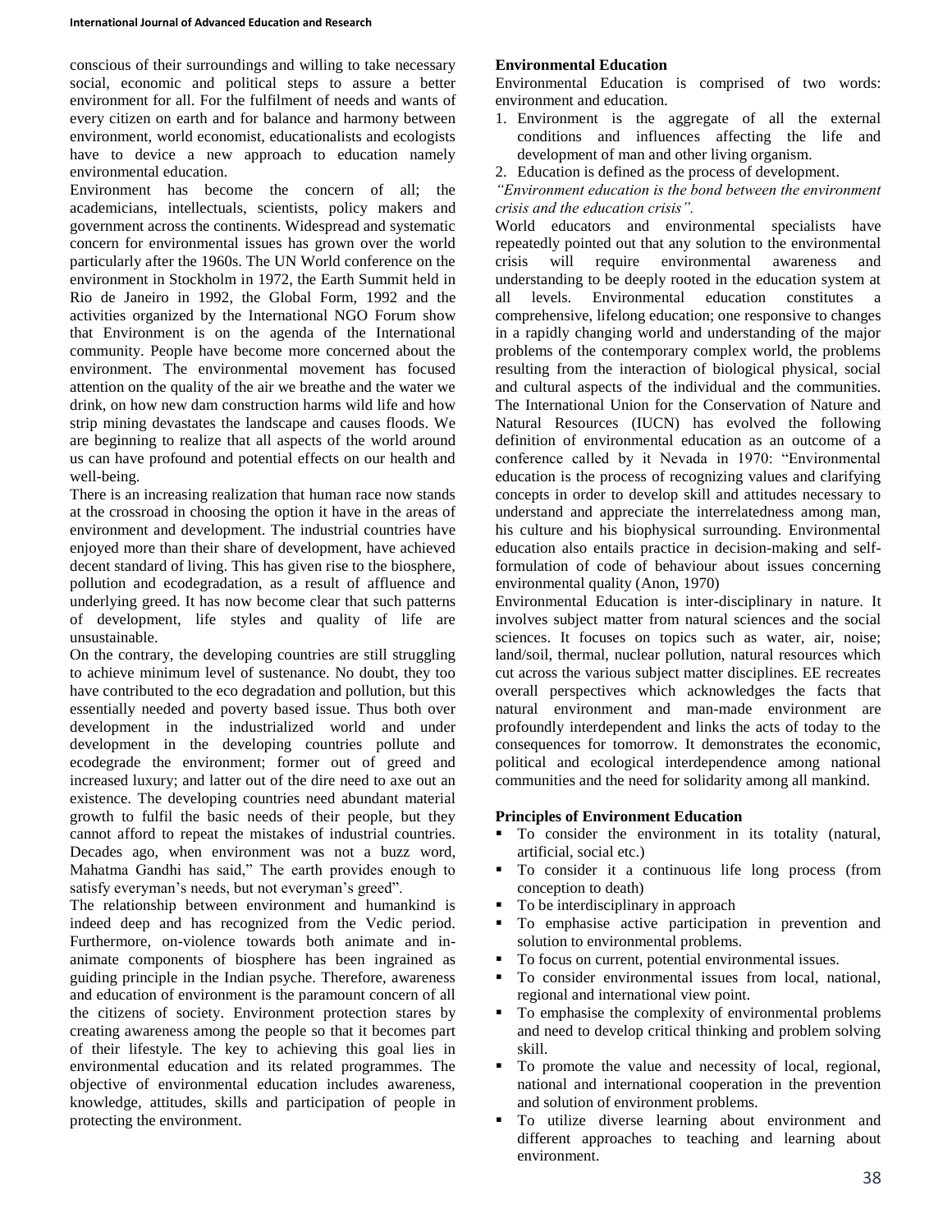conscious of their surroundings and willing to take necessary social, economic and political steps to assure a better environment for all. For the fulfilment of needs and wants of every citizen on earth and for balance and harmony between environment, world economist, educationalists and ecologists have to device a new approach to education namely environmental education.

Environment has become the concern of all; the academicians, intellectuals, scientists, policy makers and government across the continents. Widespread and systematic concern for environmental issues has grown over the world particularly after the 1960s. The UN World conference on the environment in Stockholm in 1972, the Earth Summit held in Rio de Janeiro in 1992, the Global Form, 1992 and the activities organized by the International NGO Forum show that Environment is on the agenda of the International community. People have become more concerned about the environment. The environmental movement has focused attention on the quality of the air we breathe and the water we drink, on how new dam construction harms wild life and how strip mining devastates the landscape and causes floods. We are beginning to realize that all aspects of the world around us can have profound and potential effects on our health and well-being.

There is an increasing realization that human race now stands at the crossroad in choosing the option it have in the areas of environment and development. The industrial countries have enjoyed more than their share of development, have achieved decent standard of living. This has given rise to the biosphere, pollution and ecodegradation, as a result of affluence and underlying greed. It has now become clear that such patterns of development, life styles and quality of life are unsustainable.

On the contrary, the developing countries are still struggling to achieve minimum level of sustenance. No doubt, they too have contributed to the eco degradation and pollution, but this essentially needed and poverty based issue. Thus both over development in the industrialized world and under development in the developing countries pollute and ecodegrade the environment; former out of greed and increased luxury; and latter out of the dire need to axe out an existence. The developing countries need abundant material growth to fulfil the basic needs of their people, but they cannot afford to repeat the mistakes of industrial countries. Decades ago, when environment was not a buzz word, Mahatma Gandhi has said," The earth provides enough to satisfy everyman's needs, but not everyman's greed".

The relationship between environment and humankind is indeed deep and has recognized from the Vedic period. Furthermore, on-violence towards both animate and in-animate components of biosphere has been ingrained as guiding principle in the Indian psyche. Therefore, awareness and education of environment is the paramount concern of all the citizens of society. Environment protection stares by creating awareness among the people so that it becomes part of their lifestyle. The key to achieving this goal lies in environmental education and its related programmes. The objective of environmental education includes awareness, knowledge, attitudes, skills and participation of people in protecting the environment.

**Environmental Education**

Environmental Education is comprised of two words: environment and education.

1. Environment is the aggregate of all the external conditions and influences affecting the life and development of man and other living organism.
2. Education is defined as the process of development.

*"Environment education is the bond between the environment crisis and the education crisis".*

World educators and environmental specialists have repeatedly pointed out that any solution to the environmental crisis will require environmental awareness and understanding to be deeply rooted in the education system at all levels. Environmental education constitutes a comprehensive, lifelong education; one responsive to changes in a rapidly changing world and understanding of the major problems of the contemporary complex world, the problems resulting from the interaction of biological physical, social and cultural aspects of the individual and the communities. The International Union for the Conservation of Nature and Natural Resources (IUCN) has evolved the following definition of environmental education as an outcome of a conference called by it Nevada in 1970: "Environmental education is the process of recognizing values and clarifying concepts in order to develop skill and attitudes necessary to understand and appreciate the interrelatedness among man, his culture and his biophysical surrounding. Environmental education also entails practice in decision-making and self-formulation of code of behaviour about issues concerning environmental quality (Anon, 1970)

Environmental Education is inter-disciplinary in nature. It involves subject matter from natural sciences and the social sciences. It focuses on topics such as water, air, noise; land/soil, thermal, nuclear pollution, natural resources which cut across the various subject matter disciplines. EE recreates overall perspectives which acknowledges the facts that natural environment and man-made environment are profoundly interdependent and links the acts of today to the consequences for tomorrow. It demonstrates the economic, political and ecological interdependence among national communities and the need for solidarity among all mankind.

**Principles of Environment Education**

- To consider the environment in its totality (natural, artificial, social etc.)
- To consider it a continuous life long process (from conception to death)
- To be interdisciplinary in approach
- To emphasise active participation in prevention and solution to environmental problems.
- To focus on current, potential environmental issues.
- To consider environmental issues from local, national, regional and international view point.
- To emphasise the complexity of environmental problems and need to develop critical thinking and problem solving skill.
- To promote the value and necessity of local, regional, national and international cooperation in the prevention and solution of environment problems.
- To utilize diverse learning about environment and different approaches to teaching and learning about environment.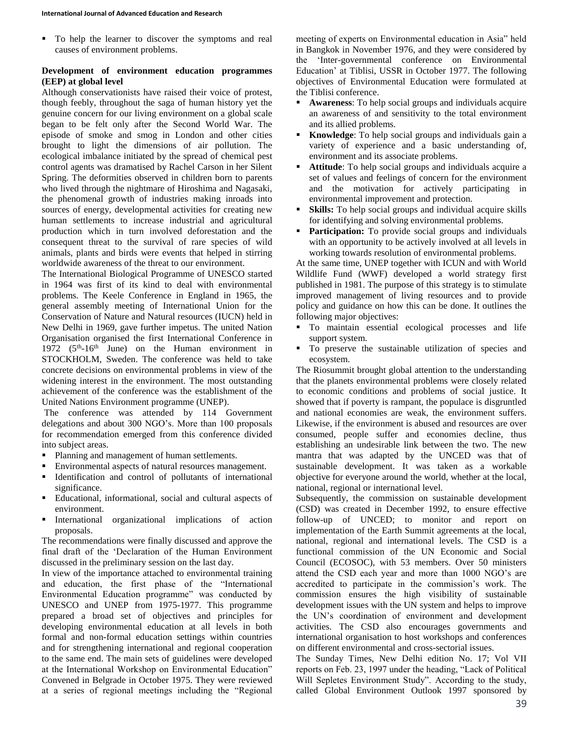- To help the learner to discover the symptoms and real causes of environment problems.

**Development of environment education programmes (EEP) at global level**

Although conservationists have raised their voice of protest, though feebly, throughout the saga of human history yet the genuine concern for our living environment on a global scale began to be felt only after the Second World War. The episode of smoke and smog in London and other cities brought to light the dimensions of air pollution. The ecological imbalance initiated by the spread of chemical pest control agents was dramatised by Rachel Carson in her Silent Spring. The deformities observed in children born to parents who lived through the nightmare of Hiroshima and Nagasaki, the phenomenal growth of industries making inroads into sources of energy, developmental activities for creating new human settlements to increase industrial and agricultural production which in turn involved deforestation and the consequent threat to the survival of rare species of wild animals, plants and birds were events that helped in stirring worldwide awareness of the threat to our environment.

The International Biological Programme of UNESCO started in 1964 was first of its kind to deal with environmental problems. The Keele Conference in England in 1965, the general assembly meeting of International Union for the Conservation of Nature and Natural resources (IUCN) held in New Delhi in 1969, gave further impetus. The united Nation Organisation organised the first International Conference in 1972 (5th-16th June) on the Human environment in STOCKHOLM, Sweden. The conference was held to take concrete decisions on environmental problems in view of the widening interest in the environment. The most outstanding achievement of the conference was the establishment of the United Nations Environment programme (UNEP).

The conference was attended by 114 Government delegations and about 300 NGO's. More than 100 proposals for recommendation emerged from this conference divided into subject areas.

- Planning and management of human settlements.
- Environmental aspects of natural resources management.
- Identification and control of pollutants of international significance.
- Educational, informational, social and cultural aspects of environment.
- International organizational implications of action proposals.

The recommendations were finally discussed and approve the final draft of the 'Declaration of the Human Environment discussed in the preliminary session on the last day.

In view of the importance attached to environmental training and education, the first phase of the "International Environmental Education programme" was conducted by UNESCO and UNEP from 1975-1977. This programme prepared a broad set of objectives and principles for developing environmental education at all levels in both formal and non-formal education settings within countries and for strengthening international and regional cooperation to the same end. The main sets of guidelines were developed at the International Workshop on Environmental Education" Convened in Belgrade in October 1975. They were reviewed at a series of regional meetings including the "Regional meeting of experts on Environmental education in Asia" held in Bangkok in November 1976, and they were considered by the 'Inter-governmental conference on Environmental Education' at Tiblisi, USSR in October 1977. The following objectives of Environmental Education were formulated at the Tiblisi conference.

- **Awareness**: To help social groups and individuals acquire an awareness of and sensitivity to the total environment and its allied problems.
- **Knowledge**: To help social groups and individuals gain a variety of experience and a basic understanding of, environment and its associate problems.
- **Attitude**: To help social groups and individuals acquire a set of values and feelings of concern for the environment and the motivation for actively participating in environmental improvement and protection.
- **Skills:** To help social groups and individual acquire skills for identifying and solving environmental problems.
- **Participation:** To provide social groups and individuals with an opportunity to be actively involved at all levels in working towards resolution of environmental problems.

At the same time, UNEP together with ICUN and with World Wildlife Fund (WWF) developed a world strategy first published in 1981. The purpose of this strategy is to stimulate improved management of living resources and to provide policy and guidance on how this can be done. It outlines the following major objectives:

- To maintain essential ecological processes and life support system.
- To preserve the sustainable utilization of species and ecosystem.

The Riosummit brought global attention to the understanding that the planets environmental problems were closely related to economic conditions and problems of social justice. It showed that if poverty is rampant, the populace is disgruntled and national economies are weak, the environment suffers. Likewise, if the environment is abused and resources are over consumed, people suffer and economies decline, thus establishing an undesirable link between the two. The new mantra that was adapted by the UNCED was that of sustainable development. It was taken as a workable objective for everyone around the world, whether at the local, national, regional or international level.

Subsequently, the commission on sustainable development (CSD) was created in December 1992, to ensure effective follow-up of UNCED; to monitor and report on implementation of the Earth Summit agreements at the local, national, regional and international levels. The CSD is a functional commission of the UN Economic and Social Council (ECOSOC), with 53 members. Over 50 ministers attend the CSD each year and more than 1000 NGO's are accredited to participate in the commission's work. The commission ensures the high visibility of sustainable development issues with the UN system and helps to improve the UN's coordination of environment and development activities. The CSD also encourages governments and international organisation to host workshops and conferences on different environmental and cross-sectorial issues.

The Sunday Times, New Delhi edition No. 17; Vol VII reports on Feb. 23, 1997 under the heading, "Lack of Political Will Sepletes Environment Study". According to the study, called Global Environment Outlook 1997 sponsored by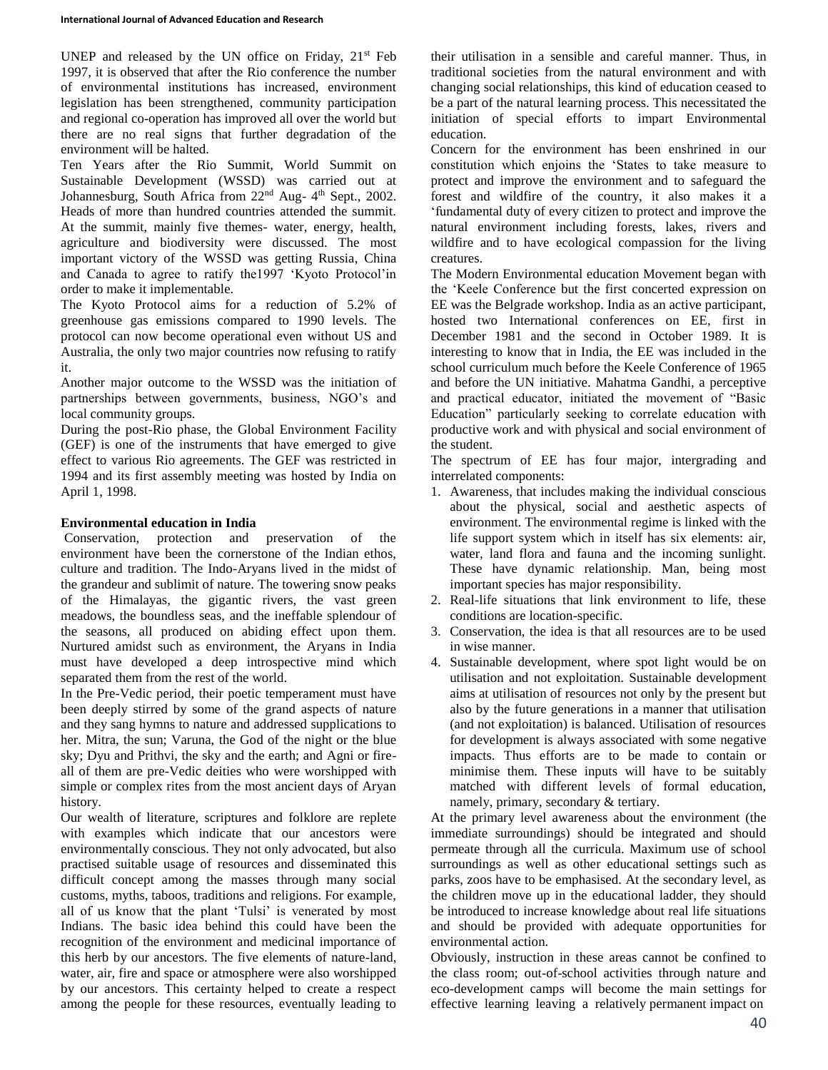UNEP and released by the UN office on Friday, 21st Feb 1997, it is observed that after the Rio conference the number of environmental institutions has increased, environment legislation has been strengthened, community participation and regional co-operation has improved all over the world but there are no real signs that further degradation of the environment will be halted.

Ten Years after the Rio Summit, World Summit on Sustainable Development (WSSD) was carried out at Johannesburg, South Africa from 22nd Aug- 4th Sept., 2002. Heads of more than hundred countries attended the summit. At the summit, mainly five themes- water, energy, health, agriculture and biodiversity were discussed. The most important victory of the WSSD was getting Russia, China and Canada to agree to ratify the1997 'Kyoto Protocol'in order to make it implementable.

The Kyoto Protocol aims for a reduction of 5.2% of greenhouse gas emissions compared to 1990 levels. The protocol can now become operational even without US and Australia, the only two major countries now refusing to ratify it.

Another major outcome to the WSSD was the initiation of partnerships between governments, business, NGO's and local community groups.

During the post-Rio phase, the Global Environment Facility (GEF) is one of the instruments that have emerged to give effect to various Rio agreements. The GEF was restricted in 1994 and its first assembly meeting was hosted by India on April 1, 1998.

**Environmental education in India**

Conservation, protection and preservation of the environment have been the cornerstone of the Indian ethos, culture and tradition. The Indo-Aryans lived in the midst of the grandeur and sublimit of nature. The towering snow peaks of the Himalayas, the gigantic rivers, the vast green meadows, the boundless seas, and the ineffable splendour of the seasons, all produced on abiding effect upon them. Nurtured amidst such as environment, the Aryans in India must have developed a deep introspective mind which separated them from the rest of the world.

In the Pre-Vedic period, their poetic temperament must have been deeply stirred by some of the grand aspects of nature and they sang hymns to nature and addressed supplications to her. Mitra, the sun; Varuna, the God of the night or the blue sky; Dyu and Prithvi, the sky and the earth; and Agni or fire- all of them are pre-Vedic deities who were worshipped with simple or complex rites from the most ancient days of Aryan history.

Our wealth of literature, scriptures and folklore are replete with examples which indicate that our ancestors were environmentally conscious. They not only advocated, but also practised suitable usage of resources and disseminated this difficult concept among the masses through many social customs, myths, taboos, traditions and religions. For example, all of us know that the plant 'Tulsi' is venerated by most Indians. The basic idea behind this could have been the recognition of the environment and medicinal importance of this herb by our ancestors. The five elements of nature-land, water, air, fire and space or atmosphere were also worshipped by our ancestors. This certainty helped to create a respect among the people for these resources, eventually leading to their utilisation in a sensible and careful manner. Thus, in traditional societies from the natural environment and with changing social relationships, this kind of education ceased to be a part of the natural learning process. This necessitated the initiation of special efforts to impart Environmental education.

Concern for the environment has been enshrined in our constitution which enjoins the 'States to take measure to protect and improve the environment and to safeguard the forest and wildfire of the country, it also makes it a 'fundamental duty of every citizen to protect and improve the natural environment including forests, lakes, rivers and wildfire and to have ecological compassion for the living creatures.

The Modern Environmental education Movement began with the 'Keele Conference but the first concerted expression on EE was the Belgrade workshop. India as an active participant, hosted two International conferences on EE, first in December 1981 and the second in October 1989. It is interesting to know that in India, the EE was included in the school curriculum much before the Keele Conference of 1965 and before the UN initiative. Mahatma Gandhi, a perceptive and practical educator, initiated the movement of "Basic Education" particularly seeking to correlate education with productive work and with physical and social environment of the student.

The spectrum of EE has four major, intergrading and interrelated components:

1. Awareness, that includes making the individual conscious about the physical, social and aesthetic aspects of environment. The environmental regime is linked with the life support system which in itself has six elements: air, water, land flora and fauna and the incoming sunlight. These have dynamic relationship. Man, being most important species has major responsibility.
2. Real-life situations that link environment to life, these conditions are location-specific.
3. Conservation, the idea is that all resources are to be used in wise manner.
4. Sustainable development, where spot light would be on utilisation and not exploitation. Sustainable development aims at utilisation of resources not only by the present but also by the future generations in a manner that utilisation (and not exploitation) is balanced. Utilisation of resources for development is always associated with some negative impacts. Thus efforts are to be made to contain or minimise them. These inputs will have to be suitably matched with different levels of formal education, namely, primary, secondary & tertiary.

At the primary level awareness about the environment (the immediate surroundings) should be integrated and should permeate through all the curricula. Maximum use of school surroundings as well as other educational settings such as parks, zoos have to be emphasised. At the secondary level, as the children move up in the educational ladder, they should be introduced to increase knowledge about real life situations and should be provided with adequate opportunities for environmental action.

Obviously, instruction in these areas cannot be confined to the class room; out-of-school activities through nature and eco-development camps will become the main settings for effective learning leaving a relatively permanent impact on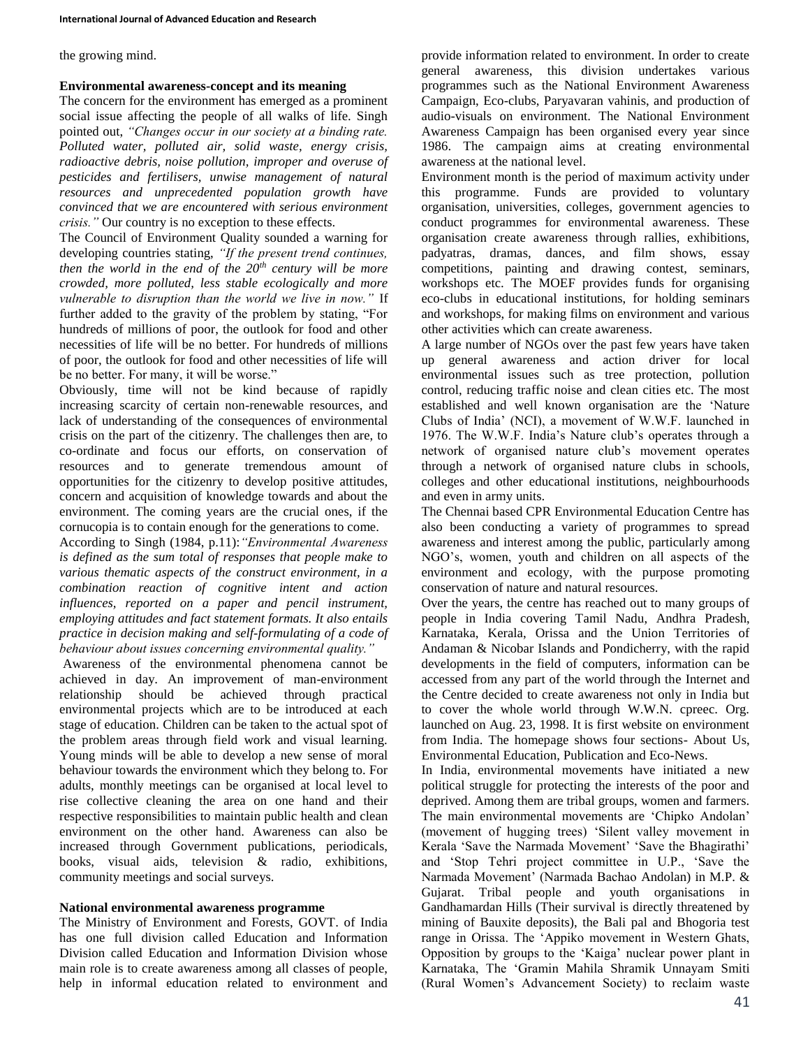the growing mind.

**Environmental awareness-concept and its meaning**

The concern for the environment has emerged as a prominent social issue affecting the people of all walks of life. Singh pointed out, *"Changes occur in our society at a binding rate. Polluted water, polluted air, solid waste, energy crisis, radioactive debris, noise pollution, improper and overuse of pesticides and fertilisers, unwise management of natural resources and unprecedented population growth have convinced that we are encountered with serious environment crisis."* Our country is no exception to these effects.

The Council of Environment Quality sounded a warning for developing countries stating, *"If the present trend continues, then the world in the end of the 20th century will be more crowded, more polluted, less stable ecologically and more vulnerable to disruption than the world we live in now."* If further added to the gravity of the problem by stating, "For hundreds of millions of poor, the outlook for food and other necessities of life will be no better. For hundreds of millions of poor, the outlook for food and other necessities of life will be no better. For many, it will be worse."

Obviously, time will not be kind because of rapidly increasing scarcity of certain non-renewable resources, and lack of understanding of the consequences of environmental crisis on the part of the citizenry. The challenges then are, to co-ordinate and focus our efforts, on conservation of resources and to generate tremendous amount of opportunities for the citizenry to develop positive attitudes, concern and acquisition of knowledge towards and about the environment. The coming years are the crucial ones, if the cornucopia is to contain enough for the generations to come.

According to Singh (1984, p.11): *"Environmental Awareness is defined as the sum total of responses that people make to various thematic aspects of the construct environment, in a combination reaction of cognitive intent and action influences, reported on a paper and pencil instrument, employing attitudes and fact statement formats. It also entails practice in decision making and self-formulating of a code of behaviour about issues concerning environmental quality."*

Awareness of the environmental phenomena cannot be achieved in day. An improvement of man-environment relationship should be achieved through practical environmental projects which are to be introduced at each stage of education. Children can be taken to the actual spot of the problem areas through field work and visual learning. Young minds will be able to develop a new sense of moral behaviour towards the environment which they belong to. For adults, monthly meetings can be organised at local level to rise collective cleaning the area on one hand and their respective responsibilities to maintain public health and clean environment on the other hand. Awareness can also be increased through Government publications, periodicals, books, visual aids, television & radio, exhibitions, community meetings and social surveys.

**National environmental awareness programme**

The Ministry of Environment and Forests, GOVT. of India has one full division called Education and Information Division called Education and Information Division whose main role is to create awareness among all classes of people, help in informal education related to environment and provide information related to environment. In order to create general awareness, this division undertakes various programmes such as the National Environment Awareness Campaign, Eco-clubs, Paryavaran vahinis, and production of audio-visuals on environment. The National Environment Awareness Campaign has been organised every year since 1986. The campaign aims at creating environmental awareness at the national level.

Environment month is the period of maximum activity under this programme. Funds are provided to voluntary organisation, universities, colleges, government agencies to conduct programmes for environmental awareness. These organisation create awareness through rallies, exhibitions, padyatras, dramas, dances, and film shows, essay competitions, painting and drawing contest, seminars, workshops etc. The MOEF provides funds for organising eco-clubs in educational institutions, for holding seminars and workshops, for making films on environment and various other activities which can create awareness.

A large number of NGOs over the past few years have taken up general awareness and action driver for local environmental issues such as tree protection, pollution control, reducing traffic noise and clean cities etc. The most established and well known organisation are the 'Nature Clubs of India' (NCI), a movement of W.W.F. launched in 1976. The W.W.F. India's Nature club's operates through a network of organised nature club's movement operates through a network of organised nature clubs in schools, colleges and other educational institutions, neighbourhoods and even in army units.

The Chennai based CPR Environmental Education Centre has also been conducting a variety of programmes to spread awareness and interest among the public, particularly among NGO's, women, youth and children on all aspects of the environment and ecology, with the purpose promoting conservation of nature and natural resources.

Over the years, the centre has reached out to many groups of people in India covering Tamil Nadu, Andhra Pradesh, Karnataka, Kerala, Orissa and the Union Territories of Andaman & Nicobar Islands and Pondicherry, with the rapid developments in the field of computers, information can be accessed from any part of the world through the Internet and the Centre decided to create awareness not only in India but to cover the whole world through W.W.N. cpreec. Org. launched on Aug. 23, 1998. It is first website on environment from India. The homepage shows four sections- About Us, Environmental Education, Publication and Eco-News.

In India, environmental movements have initiated a new political struggle for protecting the interests of the poor and deprived. Among them are tribal groups, women and farmers. The main environmental movements are 'Chipko Andolan' (movement of hugging trees) 'Silent valley movement in Kerala 'Save the Narmada Movement' 'Save the Bhagirathi' and 'Stop Tehri project committee in U.P., 'Save the Narmada Movement' (Narmada Bachao Andolan) in M.P. & Gujarat. Tribal people and youth organisations in Gandhamardan Hills (Their survival is directly threatened by mining of Bauxite deposits), the Bali pal and Bhogoria test range in Orissa. The 'Appiko movement in Western Ghats, Opposition by groups to the 'Kaiga' nuclear power plant in Karnataka, The 'Gramin Mahila Shramik Unnayam Smiti (Rural Women's Advancement Society) to reclaim waste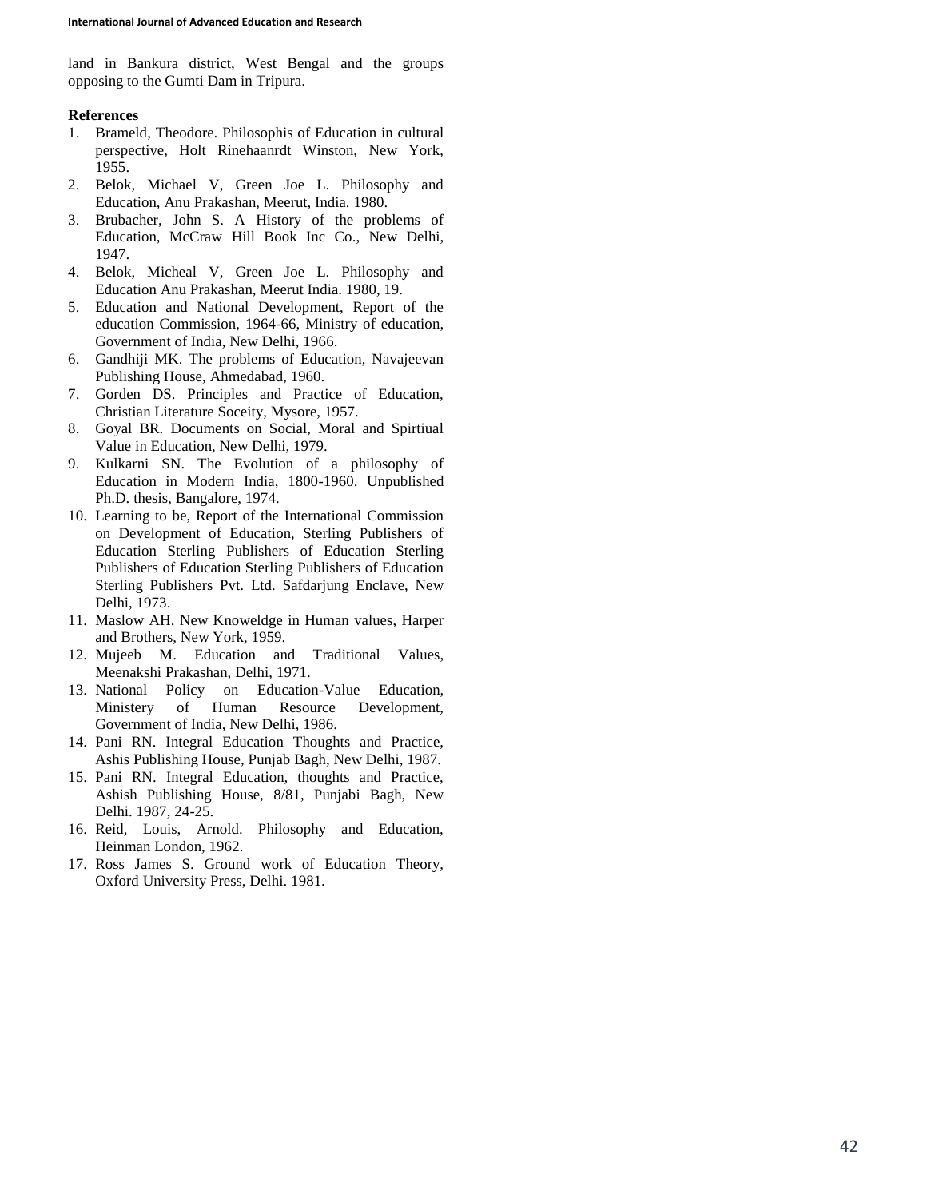land in Bankura district, West Bengal and the groups opposing to the Gumti Dam in Tripura.

**References**

1. Brameld, Theodore. Philosophis of Education in cultural perspective, Holt Rinehaanrdt Winston, New York, 1955.
2. Belok, Michael V, Green Joe L. Philosophy and Education, Anu Prakashan, Meerut, India. 1980.
3. Brubacher, John S. A History of the problems of Education, McCraw Hill Book Inc Co., New Delhi, 1947.
4. Belok, Micheal V, Green Joe L. Philosophy and Education Anu Prakashan, Meerut India. 1980, 19.
5. Education and National Development, Report of the education Commission, 1964-66, Ministry of education, Government of India, New Delhi, 1966.
6. Gandhiji MK. The problems of Education, Navajeevan Publishing House, Ahmedabad, 1960.
7. Gorden DS. Principles and Practice of Education, Christian Literature Soceity, Mysore, 1957.
8. Goyal BR. Documents on Social, Moral and Spirtiual Value in Education, New Delhi, 1979.
9. Kulkarni SN. The Evolution of a philosophy of Education in Modern India, 1800-1960. Unpublished Ph.D. thesis, Bangalore, 1974.
10. Learning to be, Report of the International Commission on Development of Education, Sterling Publishers of Education Sterling Publishers of Education Sterling Publishers of Education Sterling Publishers of Education Sterling Publishers Pvt. Ltd. Safdarjung Enclave, New Delhi, 1973.
11. Maslow AH. New Knoweldge in Human values, Harper and Brothers, New York, 1959.
12. Mujeeb M. Education and Traditional Values, Meenakshi Prakashan, Delhi, 1971.
13. National Policy on Education-Value Education, Ministery of Human Resource Development, Government of India, New Delhi, 1986.
14. Pani RN. Integral Education Thoughts and Practice, Ashis Publishing House, Punjab Bagh, New Delhi, 1987.
15. Pani RN. Integral Education, thoughts and Practice, Ashish Publishing House, 8/81, Punjabi Bagh, New Delhi. 1987, 24-25.
16. Reid, Louis, Arnold. Philosophy and Education, Heinman London, 1962.
17. Ross James S. Ground work of Education Theory, Oxford University Press, Delhi. 1981.